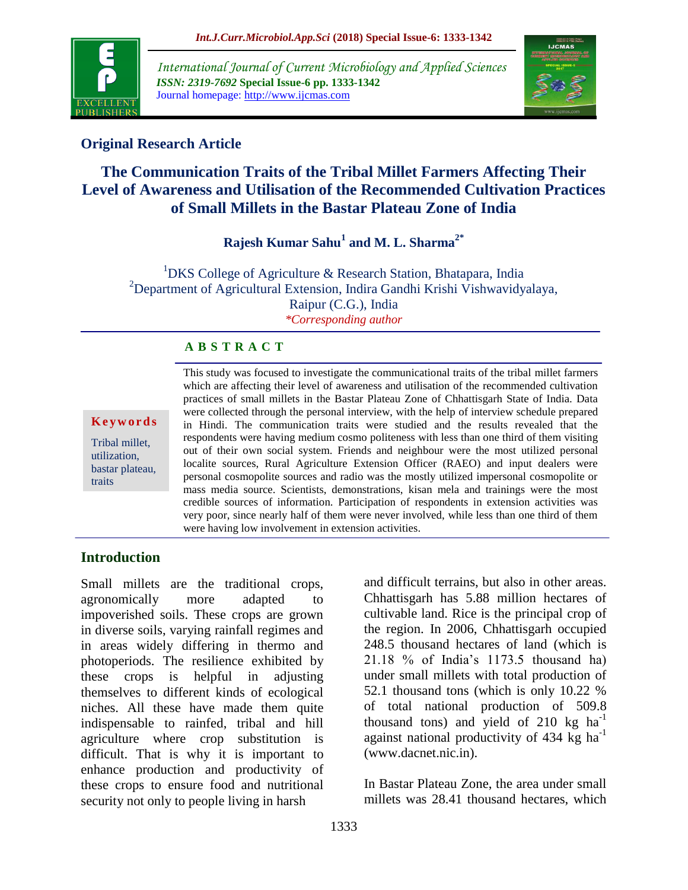**Original Research Article**

# The Communication Traits of the Tribal Millet Farmers Affecting Their Level of Awareness and Utilisation of the Recommended Cultivation Practices of Small Millets in the Bastar Plateau Zone of India

**Rajesh Kumar Sahu[1] and M. L. Sharma[2*]**

[1]DKS College of Agriculture & Research Station, Bhatapara, India
[2]Department of Agricultural Extension, Indira Gandhi Krishi Vishwavidyalaya, Raipur (C.G.), India
*\*Corresponding author*

**Keywords**

Tribal millet, utilization, bastar plateau, traits

**A B S T R A C T**

This study was focused to investigate the communicational traits of the tribal millet farmers which are affecting their level of awareness and utilisation of the recommended cultivation practices of small millets in the Bastar Plateau Zone of Chhattisgarh State of India. Data were collected through the personal interview, with the help of interview schedule prepared in Hindi. The communication traits were studied and the results revealed that the respondents were having medium cosmo politeness with less than one third of them visiting out of their own social system. Friends and neighbour were the most utilized personal localite sources, Rural Agriculture Extension Officer (RAEO) and input dealers were personal cosmopolite sources and radio was the mostly utilized impersonal cosmopolite or mass media source. Scientists, demonstrations, kisan mela and trainings were the most credible sources of information. Participation of respondents in extension activities was very poor, since nearly half of them were never involved, while less than one third of them were having low involvement in extension activities.

## Introduction

Small millets are the traditional crops, agronomically more adapted to impoverished soils. These crops are grown in diverse soils, varying rainfall regimes and in areas widely differing in thermo and photoperiods. The resilience exhibited by these crops is helpful in adjusting themselves to different kinds of ecological niches. All these have made them quite indispensable to rainfed, tribal and hill agriculture where crop substitution is difficult. That is why it is important to enhance production and productivity of these crops to ensure food and nutritional security not only to people living in harsh and difficult terrains, but also in other areas. Chhattisgarh has 5.88 million hectares of cultivable land. Rice is the principal crop of the region. In 2006, Chhattisgarh occupied 248.5 thousand hectares of land (which is 21.18 % of India's 1173.5 thousand ha) under small millets with total production of 52.1 thousand tons (which is only 10.22 % of total national production of 509.8 thousand tons) and yield of 210 kg $ha^{-1}$ against national productivity of 434 kg $ha^{-1}$ (www.dacnet.nic.in).

In Bastar Plateau Zone, the area under small millets was 28.41 thousand hectares, which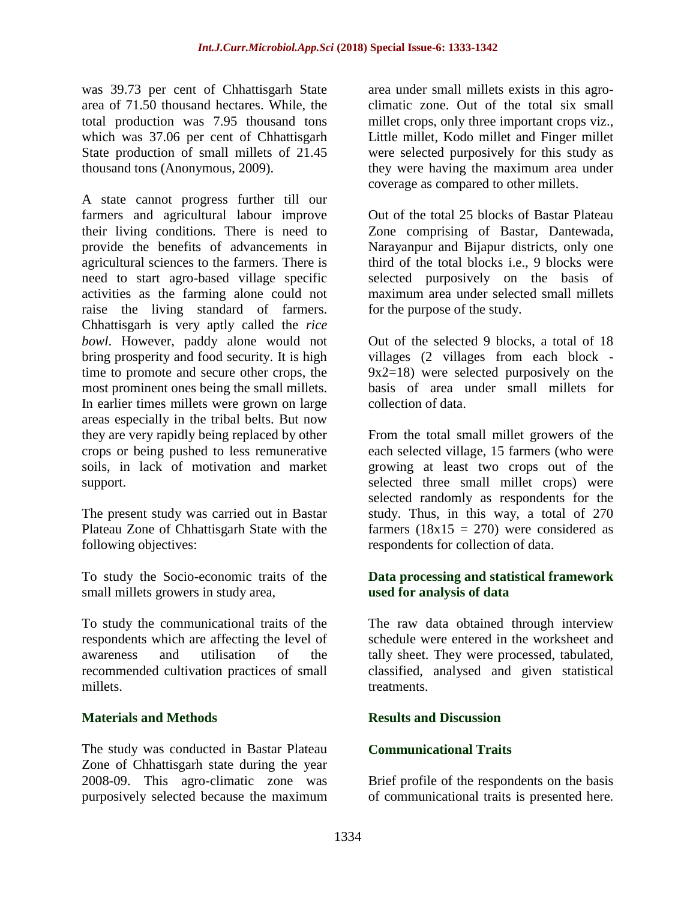was 39.73 per cent of Chhattisgarh State area of 71.50 thousand hectares. While, the total production was 7.95 thousand tons which was 37.06 per cent of Chhattisgarh State production of small millets of 21.45 thousand tons (Anonymous, 2009).

A state cannot progress further till our farmers and agricultural labour improve their living conditions. There is need to provide the benefits of advancements in agricultural sciences to the farmers. There is need to start agro-based village specific activities as the farming alone could not raise the living standard of farmers. Chhattisgarh is very aptly called the *rice bowl*. However, paddy alone would not bring prosperity and food security. It is high time to promote and secure other crops, the most prominent ones being the small millets. In earlier times millets were grown on large areas especially in the tribal belts. But now they are very rapidly being replaced by other crops or being pushed to less remunerative soils, in lack of motivation and market support.

The present study was carried out in Bastar Plateau Zone of Chhattisgarh State with the following objectives:

To study the Socio-economic traits of the small millets growers in study area,

To study the communicational traits of the respondents which are affecting the level of awareness and utilisation of the recommended cultivation practices of small millets.

## Materials and Methods

The study was conducted in Bastar Plateau Zone of Chhattisgarh state during the year 2008-09. This agro-climatic zone was purposively selected because the maximum area under small millets exists in this agro-climatic zone. Out of the total six small millet crops, only three important crops viz., Little millet, Kodo millet and Finger millet were selected purposively for this study as they were having the maximum area under coverage as compared to other millets.

Out of the total 25 blocks of Bastar Plateau Zone comprising of Bastar, Dantewada, Narayanpur and Bijapur districts, only one third of the total blocks i.e., 9 blocks were selected purposively on the basis of maximum area under selected small millets for the purpose of the study.

Out of the selected 9 blocks, a total of 18 villages (2 villages from each block - 9x2=18) were selected purposively on the basis of area under small millets for collection of data.

From the total small millet growers of the each selected village, 15 farmers (who were growing at least two crops out of the selected three small millet crops) were selected randomly as respondents for the study. Thus, in this way, a total of 270 farmers (18x15 = 270) were considered as respondents for collection of data.

### Data processing and statistical framework used for analysis of data

The raw data obtained through interview schedule were entered in the worksheet and tally sheet. They were processed, tabulated, classified, analysed and given statistical treatments.

## Results and Discussion

### Communicational Traits

Brief profile of the respondents on the basis of communicational traits is presented here.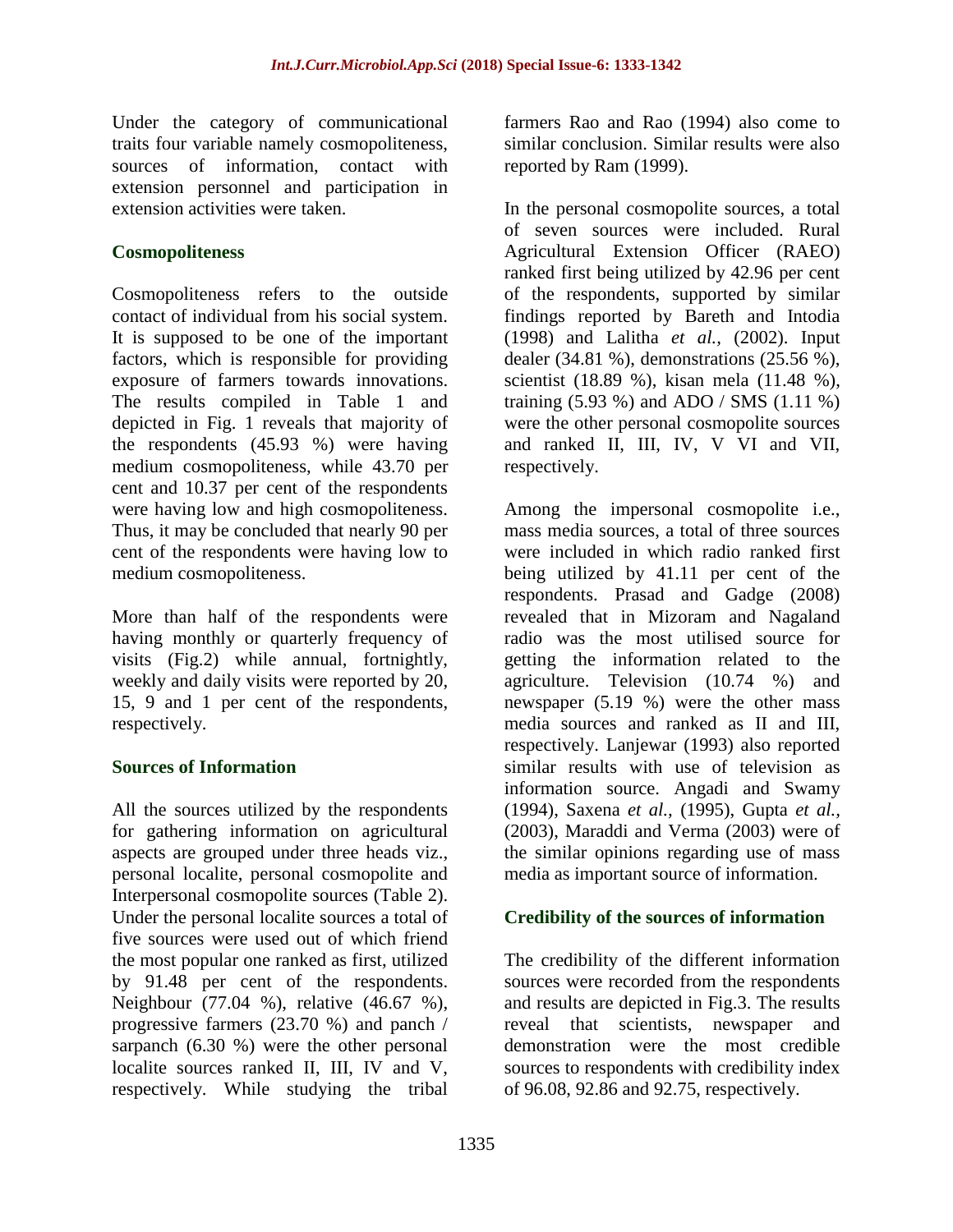Under the category of communicational traits four variable namely cosmopoliteness, sources of information, contact with extension personnel and participation in extension activities were taken.

## Cosmopoliteness

Cosmopoliteness refers to the outside contact of individual from his social system. It is supposed to be one of the important factors, which is responsible for providing exposure of farmers towards innovations. The results compiled in Table 1 and depicted in Fig. 1 reveals that majority of the respondents (45.93 %) were having medium cosmopoliteness, while 43.70 per cent and 10.37 per cent of the respondents were having low and high cosmopoliteness. Thus, it may be concluded that nearly 90 per cent of the respondents were having low to medium cosmopoliteness.

More than half of the respondents were having monthly or quarterly frequency of visits (Fig.2) while annual, fortnightly, weekly and daily visits were reported by 20, 15, 9 and 1 per cent of the respondents, respectively.

## Sources of Information

All the sources utilized by the respondents for gathering information on agricultural aspects are grouped under three heads viz., personal localite, personal cosmopolite and Interpersonal cosmopolite sources (Table 2). Under the personal localite sources a total of five sources were used out of which friend the most popular one ranked as first, utilized by 91.48 per cent of the respondents. Neighbour (77.04 %), relative (46.67 %), progressive farmers (23.70 %) and panch / sarpanch (6.30 %) were the other personal localite sources ranked II, III, IV and V, respectively. While studying the tribal farmers Rao and Rao (1994) also come to similar conclusion. Similar results were also reported by Ram (1999).

In the personal cosmopolite sources, a total of seven sources were included. Rural Agricultural Extension Officer (RAEO) ranked first being utilized by 42.96 per cent of the respondents, supported by similar findings reported by Bareth and Intodia (1998) and Lalitha *et al.,* (2002). Input dealer (34.81 %), demonstrations (25.56 %), scientist (18.89 %), kisan mela (11.48 %), training (5.93 %) and ADO / SMS (1.11 %) were the other personal cosmopolite sources and ranked II, III, IV, V VI and VII, respectively.

Among the impersonal cosmopolite i.e., mass media sources, a total of three sources were included in which radio ranked first being utilized by 41.11 per cent of the respondents. Prasad and Gadge (2008) revealed that in Mizoram and Nagaland radio was the most utilised source for getting the information related to the agriculture. Television (10.74 %) and newspaper (5.19 %) were the other mass media sources and ranked as II and III, respectively. Lanjewar (1993) also reported similar results with use of television as information source. Angadi and Swamy (1994), Saxena *et al.,* (1995), Gupta *et al.,* (2003), Maraddi and Verma (2003) were of the similar opinions regarding use of mass media as important source of information.

## Credibility of the sources of information

The credibility of the different information sources were recorded from the respondents and results are depicted in Fig.3. The results reveal that scientists, newspaper and demonstration were the most credible sources to respondents with credibility index of 96.08, 92.86 and 92.75, respectively.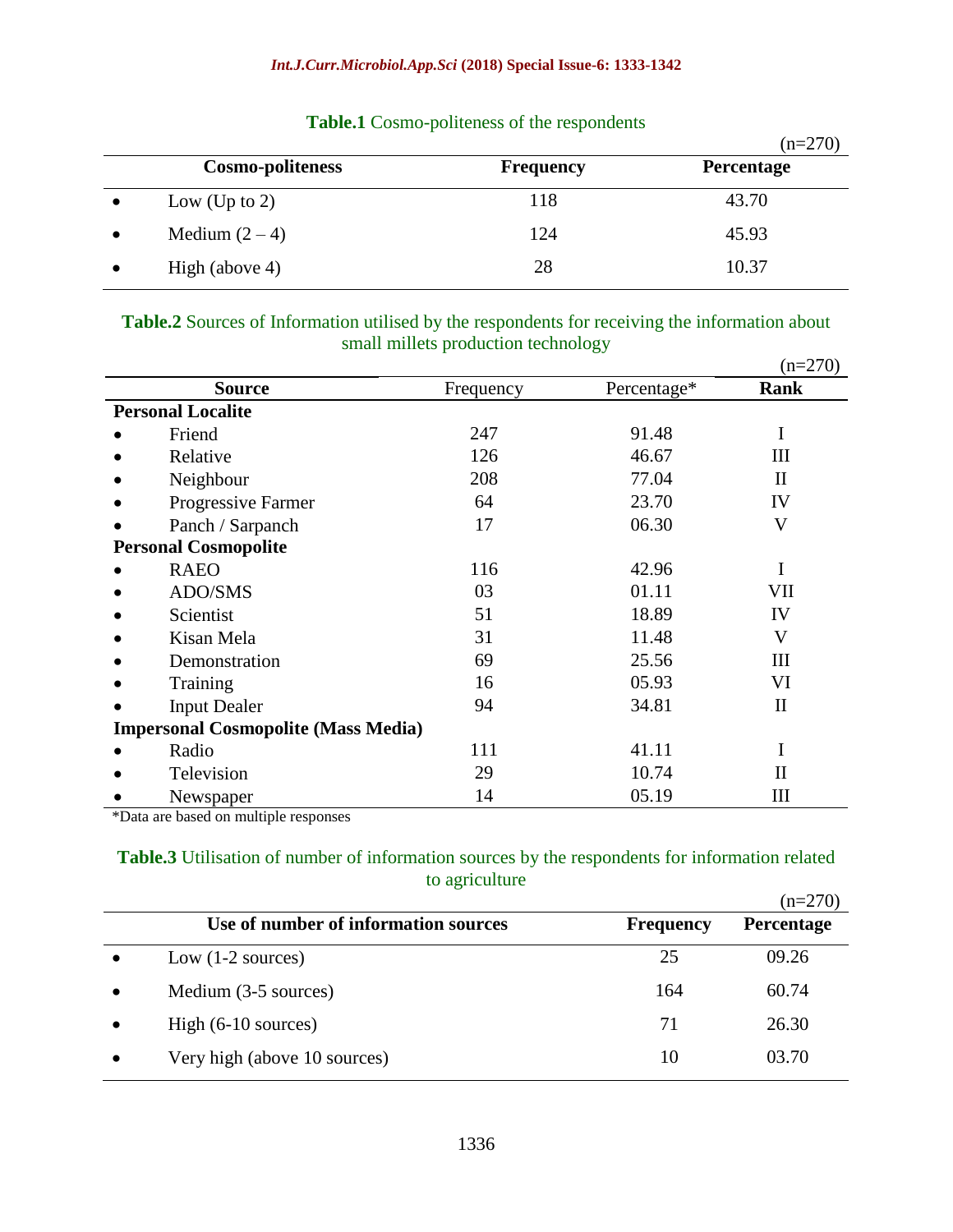**Table.1** Cosmo-politeness of the respondents

(n=270)

| Cosmo-politeness | Frequency | Percentage |
|---|---|---|
| • Low (Up to 2) | 118 | 43.70 |
| • Medium (2 – 4) | 124 | 45.93 |
| • High (above 4) | 28 | 10.37 |

**Table.2** Sources of Information utilised by the respondents for receiving the information about small millets production technology

(n=270)

| Source | Frequency | Percentage* | Rank |
|---|---|---|---|
| **Personal Localite** | | | |
| • Friend | 247 | 91.48 | I |
| • Relative | 126 | 46.67 | III |
| • Neighbour | 208 | 77.04 | II |
| • Progressive Farmer | 64 | 23.70 | IV |
| • Panch / Sarpanch | 17 | 06.30 | V |
| **Personal Cosmopolite** | | | |
| • RAEO | 116 | 42.96 | I |
| • ADO/SMS | 03 | 01.11 | VII |
| • Scientist | 51 | 18.89 | IV |
| • Kisan Mela | 31 | 11.48 | V |
| • Demonstration | 69 | 25.56 | III |
| • Training | 16 | 05.93 | VI |
| • Input Dealer | 94 | 34.81 | II |
| **Impersonal Cosmopolite (Mass Media)** | | | |
| • Radio | 111 | 41.11 | I |
| • Television | 29 | 10.74 | II |
| • Newspaper | 14 | 05.19 | III |

*Data are based on multiple responses

**Table.3** Utilisation of number of information sources by the respondents for information related to agriculture

(n=270)

| Use of number of information sources | Frequency | Percentage |
|---|---|---|
| • Low (1-2 sources) | 25 | 09.26 |
| • Medium (3-5 sources) | 164 | 60.74 |
| • High (6-10 sources) | 71 | 26.30 |
| • Very high (above 10 sources) | 10 | 03.70 |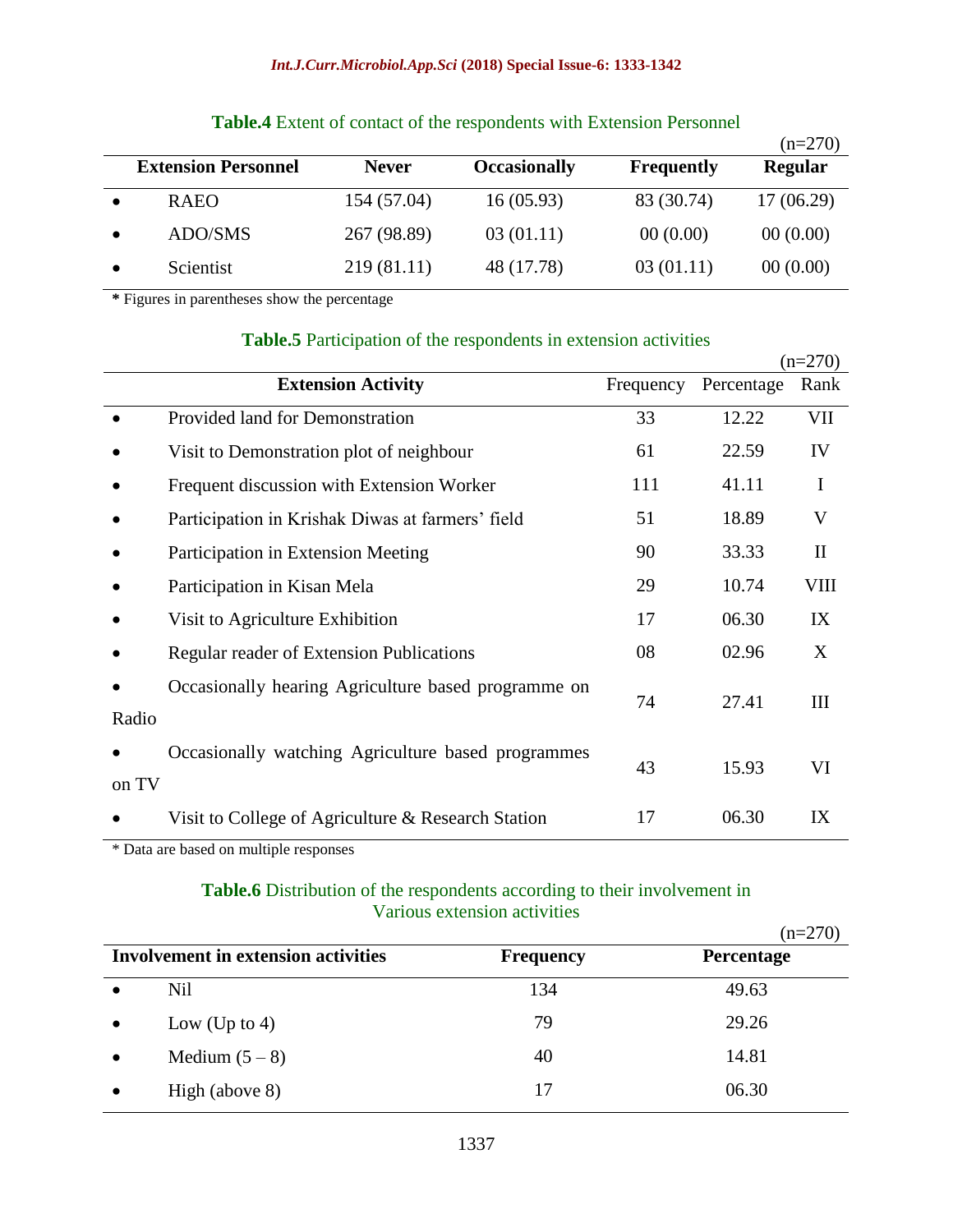**Table.4** Extent of contact of the respondents with Extension Personnel

(n=270)

| Extension Personnel | Never | Occasionally | Frequently | Regular |
|---|---|---|---|---|
| • RAEO | 154 (57.04) | 16 (05.93) | 83 (30.74) | 17 (06.29) |
| • ADO/SMS | 267 (98.89) | 03 (01.11) | 00 (0.00) | 00 (0.00) |
| • Scientist | 219 (81.11) | 48 (17.78) | 03 (01.11) | 00 (0.00) |

* Figures in parentheses show the percentage

**Table.5** Participation of the respondents in extension activities

(n=270)

| Extension Activity | Frequency | Percentage | Rank |
|---|---|---|---|
| • Provided land for Demonstration | 33 | 12.22 | VII |
| • Visit to Demonstration plot of neighbour | 61 | 22.59 | IV |
| • Frequent discussion with Extension Worker | 111 | 41.11 | I |
| • Participation in Krishak Diwas at farmers' field | 51 | 18.89 | V |
| • Participation in Extension Meeting | 90 | 33.33 | II |
| • Participation in Kisan Mela | 29 | 10.74 | VIII |
| • Visit to Agriculture Exhibition | 17 | 06.30 | IX |
| • Regular reader of Extension Publications | 08 | 02.96 | X |
| • Occasionally hearing Agriculture based programme on Radio | 74 | 27.41 | III |
| • Occasionally watching Agriculture based programmes on TV | 43 | 15.93 | VI |
| • Visit to College of Agriculture & Research Station | 17 | 06.30 | IX |

* Data are based on multiple responses

**Table.6** Distribution of the respondents according to their involvement in Various extension activities

(n=270)

| Involvement in extension activities | Frequency | Percentage |
|---|---|---|
| • Nil | 134 | 49.63 |
| • Low (Up to 4) | 79 | 29.26 |
| • Medium (5 – 8) | 40 | 14.81 |
| • High (above 8) | 17 | 06.30 |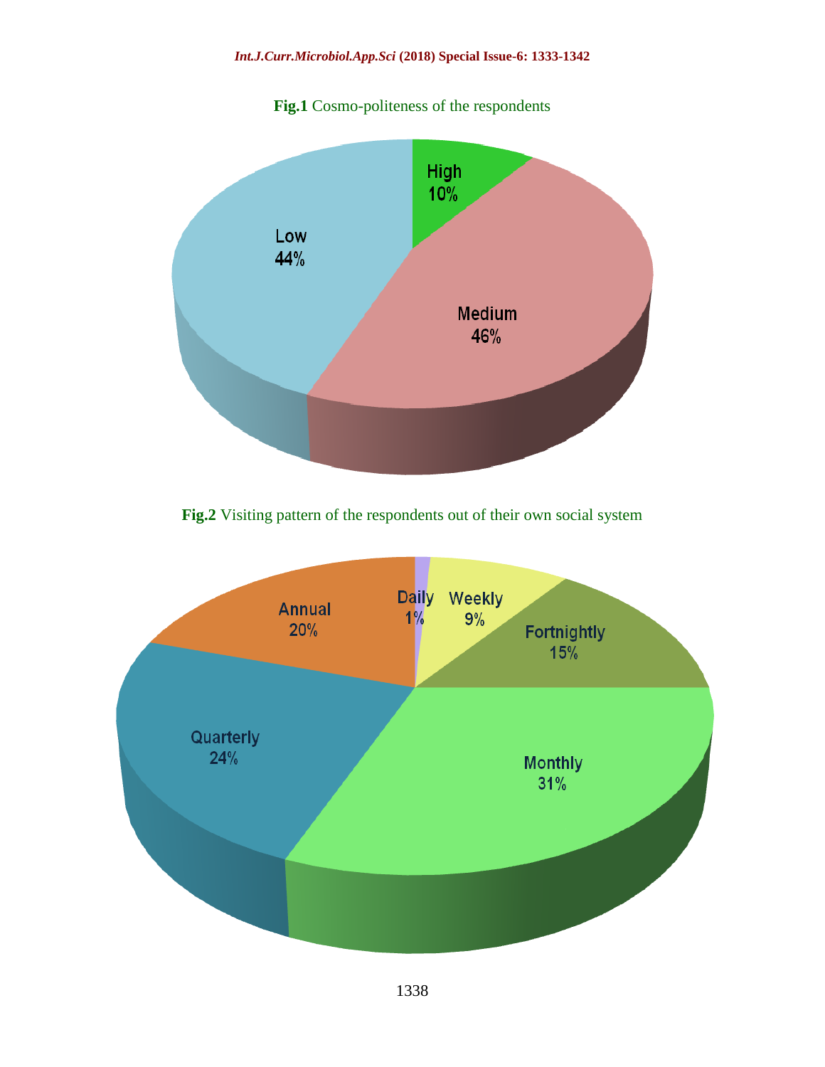**Fig.1** Cosmo-politeness of the respondents

**Fig.2** Visiting pattern of the respondents out of their own social system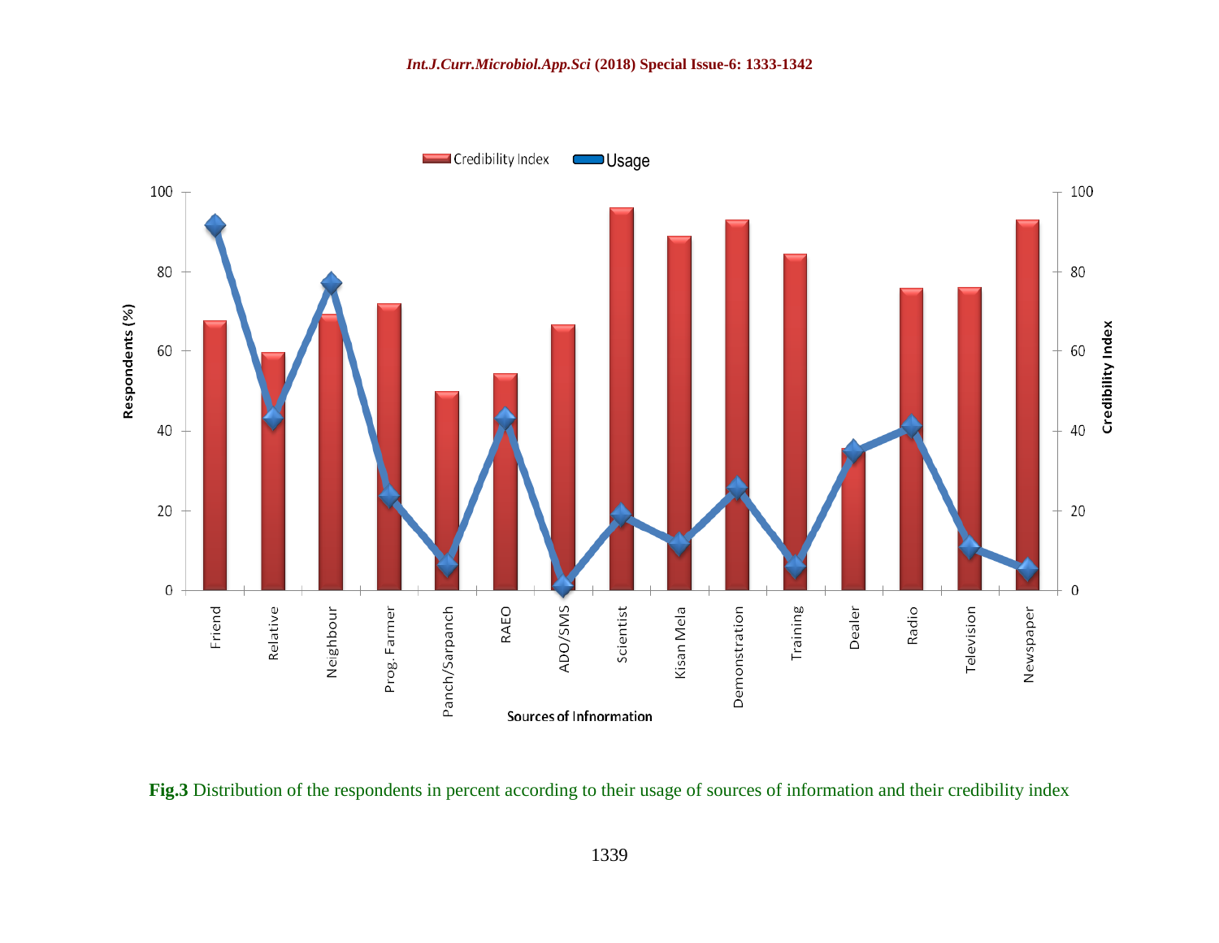Fig.3 Distribution of the respondents in percent according to their usage of sources of information and their credibility index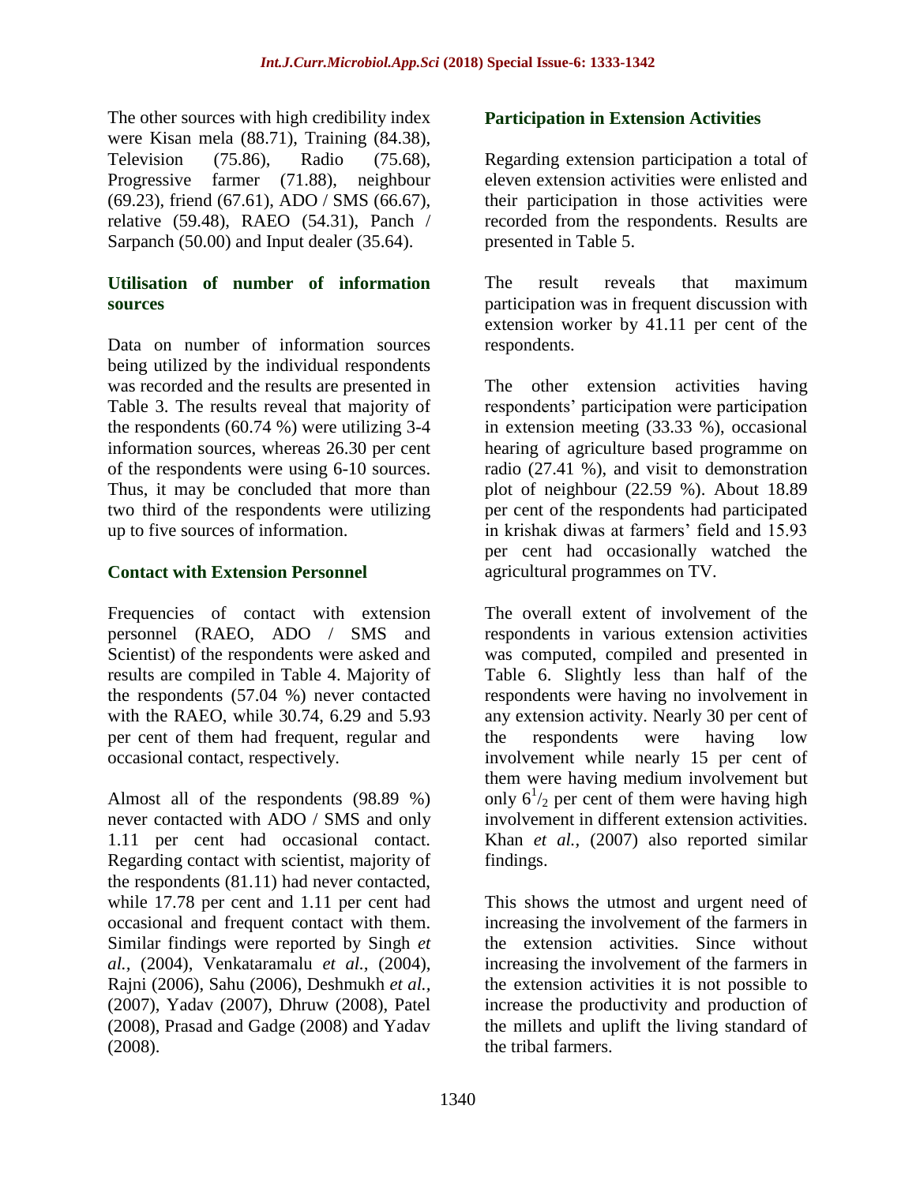The other sources with high credibility index were Kisan mela (88.71), Training (84.38), Television (75.86), Radio (75.68), Progressive farmer (71.88), neighbour (69.23), friend (67.61), ADO / SMS (66.67), relative (59.48), RAEO (54.31), Panch / Sarpanch (50.00) and Input dealer (35.64).

### Utilisation of number of information sources

Data on number of information sources being utilized by the individual respondents was recorded and the results are presented in Table 3. The results reveal that majority of the respondents (60.74 %) were utilizing 3-4 information sources, whereas 26.30 per cent of the respondents were using 6-10 sources. Thus, it may be concluded that more than two third of the respondents were utilizing up to five sources of information.

### Contact with Extension Personnel

Frequencies of contact with extension personnel (RAEO, ADO / SMS and Scientist) of the respondents were asked and results are compiled in Table 4. Majority of the respondents (57.04 %) never contacted with the RAEO, while 30.74, 6.29 and 5.93 per cent of them had frequent, regular and occasional contact, respectively.

Almost all of the respondents (98.89 %) never contacted with ADO / SMS and only 1.11 per cent had occasional contact. Regarding contact with scientist, majority of the respondents (81.11) had never contacted, while 17.78 per cent and 1.11 per cent had occasional and frequent contact with them. Similar findings were reported by Singh *et al.,* (2004), Venkataramalu *et al.,* (2004), Rajni (2006), Sahu (2006), Deshmukh *et al.,* (2007), Yadav (2007), Dhruw (2008), Patel (2008), Prasad and Gadge (2008) and Yadav (2008).

### Participation in Extension Activities

Regarding extension participation a total of eleven extension activities were enlisted and their participation in those activities were recorded from the respondents. Results are presented in Table 5.

The result reveals that maximum participation was in frequent discussion with extension worker by 41.11 per cent of the respondents.

The other extension activities having respondents' participation were participation in extension meeting (33.33 %), occasional hearing of agriculture based programme on radio (27.41 %), and visit to demonstration plot of neighbour (22.59 %). About 18.89 per cent of the respondents had participated in krishak diwas at farmers' field and 15.93 per cent had occasionally watched the agricultural programmes on TV.

The overall extent of involvement of the respondents in various extension activities was computed, compiled and presented in Table 6. Slightly less than half of the respondents were having no involvement in any extension activity. Nearly 30 per cent of the respondents were having low involvement while nearly 15 per cent of them were having medium involvement but only $6^{1}/_{2}$ per cent of them were having high involvement in different extension activities. Khan *et al.,* (2007) also reported similar findings.

This shows the utmost and urgent need of increasing the involvement of the farmers in the extension activities. Since without increasing the involvement of the farmers in the extension activities it is not possible to increase the productivity and production of the millets and uplift the living standard of the tribal farmers.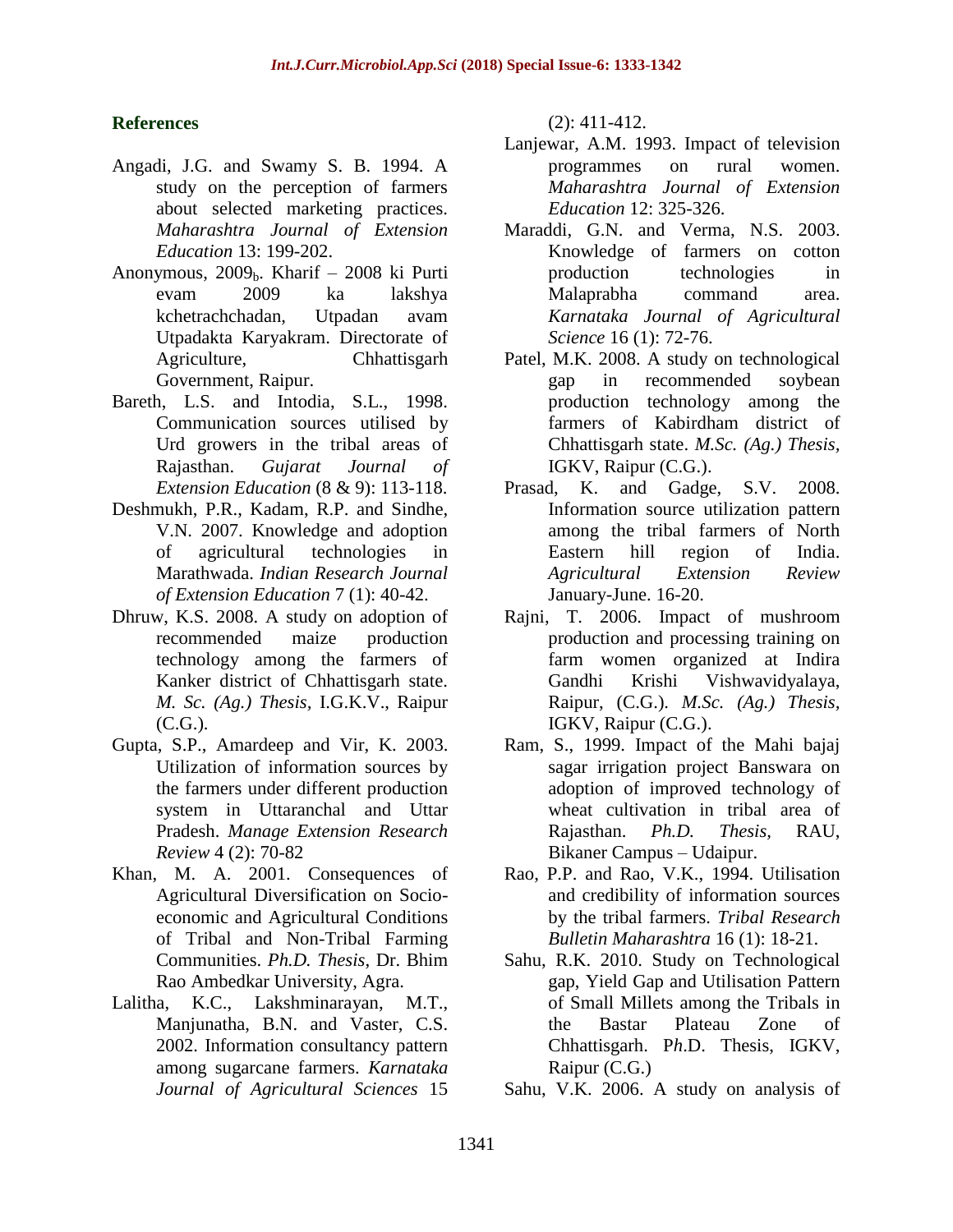## References

Angadi, J.G. and Swamy S. B. 1994. A study on the perception of farmers about selected marketing practices. *Maharashtra Journal of Extension Education* 13: 199-202.

Anonymous, $2009_b$. Kharif – 2008 ki Purti evam 2009 ka lakshya kchetrachchadan, Utpadan avam Utpadakta Karyakram. Directorate of Agriculture, Chhattisgarh Government, Raipur.

Bareth, L.S. and Intodia, S.L., 1998. Communication sources utilised by Urd growers in the tribal areas of Rajasthan. *Gujarat Journal of Extension Education* (8 & 9): 113-118.

Deshmukh, P.R., Kadam, R.P. and Sindhe, V.N. 2007. Knowledge and adoption of agricultural technologies in Marathwada. *Indian Research Journal of Extension Education* 7 (1): 40-42.

Dhruw, K.S. 2008. A study on adoption of recommended maize production technology among the farmers of Kanker district of Chhattisgarh state. *M. Sc. (Ag.) Thesis*, I.G.K.V., Raipur (C.G.).

Gupta, S.P., Amardeep and Vir, K. 2003. Utilization of information sources by the farmers under different production system in Uttaranchal and Uttar Pradesh. *Manage Extension Research Review* 4 (2): 70-82

Khan, M. A. 2001. Consequences of Agricultural Diversification on Socio-economic and Agricultural Conditions of Tribal and Non-Tribal Farming Communities. *Ph.D. Thesis*, Dr. Bhim Rao Ambedkar University, Agra.

Lalitha, K.C., Lakshminarayan, M.T., Manjunatha, B.N. and Vaster, C.S. 2002. Information consultancy pattern among sugarcane farmers. *Karnataka Journal of Agricultural Sciences* 15 (2): 411-412.

Lanjewar, A.M. 1993. Impact of television programmes on rural women. *Maharashtra Journal of Extension Education* 12: 325-326.

Maraddi, G.N. and Verma, N.S. 2003. Knowledge of farmers on cotton production technologies in Malaprabha command area. *Karnataka Journal of Agricultural Science* 16 (1): 72-76.

Patel, M.K. 2008. A study on technological gap in recommended soybean production technology among the farmers of Kabirdham district of Chhattisgarh state. *M.Sc. (Ag.) Thesis*, IGKV, Raipur (C.G.).

Prasad, K. and Gadge, S.V. 2008. Information source utilization pattern among the tribal farmers of North Eastern hill region of India. *Agricultural Extension Review* January-June. 16-20.

Rajni, T. 2006. Impact of mushroom production and processing training on farm women organized at Indira Gandhi Krishi Vishwavidyalaya, Raipur, (C.G.). *M.Sc. (Ag.) Thesis*, IGKV, Raipur (C.G.).

Ram, S., 1999. Impact of the Mahi bajaj sagar irrigation project Banswara on adoption of improved technology of wheat cultivation in tribal area of Rajasthan. *Ph.D. Thesis*, RAU, Bikaner Campus – Udaipur.

Rao, P.P. and Rao, V.K., 1994. Utilisation and credibility of information sources by the tribal farmers. *Tribal Research Bulletin Maharashtra* 16 (1): 18-21.

Sahu, R.K. 2010. Study on Technological gap, Yield Gap and Utilisation Pattern of Small Millets among the Tribals in the Bastar Plateau Zone of Chhattisgarh. P*h*.D. Thesis, IGKV, Raipur (C.G.)

Sahu, V.K. 2006. A study on analysis of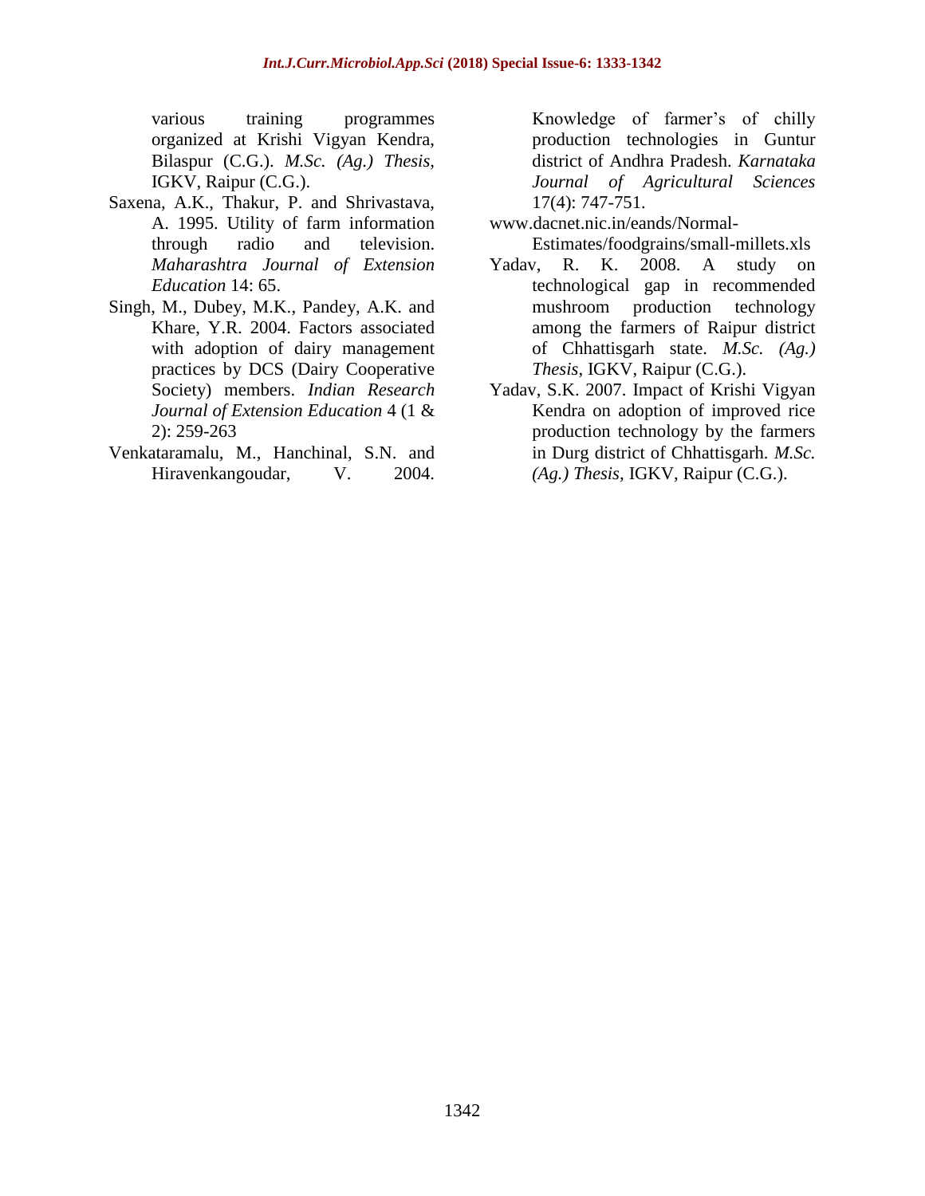various training programmes organized at Krishi Vigyan Kendra, Bilaspur (C.G.). *M.Sc. (Ag.) Thesis*, IGKV, Raipur (C.G.).

Saxena, A.K., Thakur, P. and Shrivastava, A. 1995. Utility of farm information through radio and television. *Maharashtra Journal of Extension Education* 14: 65.

Singh, M., Dubey, M.K., Pandey, A.K. and Khare, Y.R. 2004. Factors associated with adoption of dairy management practices by DCS (Dairy Cooperative Society) members. *Indian Research Journal of Extension Education* 4 (1 & 2): 259-263

Venkataramalu, M., Hanchinal, S.N. and Hiravenkangoudar, V. 2004. Knowledge of farmer's of chilly production technologies in Guntur district of Andhra Pradesh. *Karnataka Journal of Agricultural Sciences* 17(4): 747-751.

www.dacnet.nic.in/eands/Normal-Estimates/foodgrains/small-millets.xls

Yadav, R. K. 2008. A study on technological gap in recommended mushroom production technology among the farmers of Raipur district of Chhattisgarh state. *M.Sc. (Ag.) Thesis*, IGKV, Raipur (C.G.).

Yadav, S.K. 2007. Impact of Krishi Vigyan Kendra on adoption of improved rice production technology by the farmers in Durg district of Chhattisgarh. *M.Sc. (Ag.) Thesis*, IGKV, Raipur (C.G.).